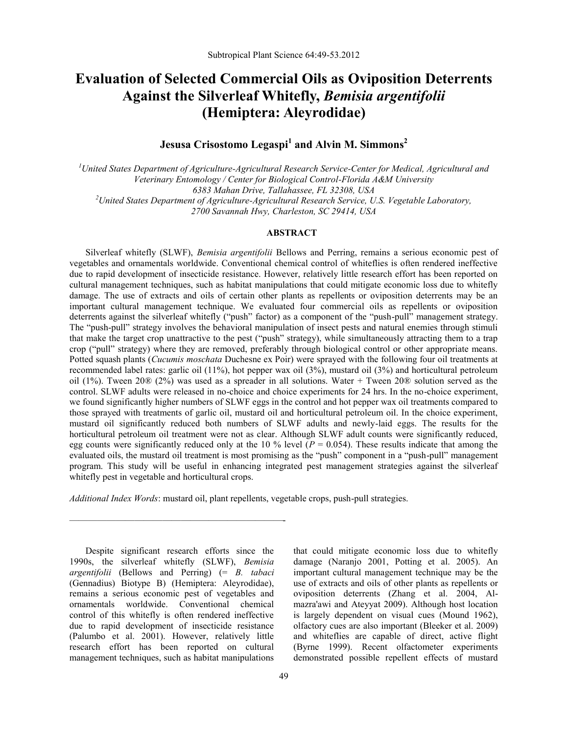# Evaluation of Selected Commercial Oils as Oviposition Deterrents Against the Silverleaf Whitefly, *Bemisia argentifolii* (Hemiptera: Aleyrodidae)

**Jesusa Crisostomo Legaspi[1] and Alvin M. Simmons[2]**

*[1]United States Department of Agriculture-Agricultural Research Service-Center for Medical, Agricultural and Veterinary Entomology / Center for Biological Control-Florida A&M University 6383 Mahan Drive, Tallahassee, FL 32308, USA*
*[2]United States Department of Agriculture-Agricultural Research Service, U.S. Vegetable Laboratory, 2700 Savannah Hwy, Charleston, SC 29414, USA*

## ABSTRACT

Silverleaf whitefly (SLWF), *Bemisia argentifolii* Bellows and Perring, remains a serious economic pest of vegetables and ornamentals worldwide. Conventional chemical control of whiteflies is often rendered ineffective due to rapid development of insecticide resistance. However, relatively little research effort has been reported on cultural management techniques, such as habitat manipulations that could mitigate economic loss due to whitefly damage. The use of extracts and oils of certain other plants as repellents or oviposition deterrents may be an important cultural management technique. We evaluated four commercial oils as repellents or oviposition deterrents against the silverleaf whitefly ("push" factor) as a component of the "push-pull" management strategy. The "push-pull" strategy involves the behavioral manipulation of insect pests and natural enemies through stimuli that make the target crop unattractive to the pest ("push" strategy), while simultaneously attracting them to a trap crop ("pull" strategy) where they are removed, preferably through biological control or other appropriate means. Potted squash plants (*Cucumis moschata* Duchesne ex Poir) were sprayed with the following four oil treatments at recommended label rates: garlic oil (11%), hot pepper wax oil (3%), mustard oil (3%) and horticultural petroleum oil (1%). Tween 20® (2%) was used as a spreader in all solutions. Water + Tween 20® solution served as the control. SLWF adults were released in no-choice and choice experiments for 24 hrs. In the no-choice experiment, we found significantly higher numbers of SLWF eggs in the control and hot pepper wax oil treatments compared to those sprayed with treatments of garlic oil, mustard oil and horticultural petroleum oil. In the choice experiment, mustard oil significantly reduced both numbers of SLWF adults and newly-laid eggs. The results for the horticultural petroleum oil treatment were not as clear. Although SLWF adult counts were significantly reduced, egg counts were significantly reduced only at the 10 % level ($P = 0.054$). These results indicate that among the evaluated oils, the mustard oil treatment is most promising as the "push" component in a "push-pull" management program. This study will be useful in enhancing integrated pest management strategies against the silverleaf whitefly pest in vegetable and horticultural crops.

*Additional Index Words*: mustard oil, plant repellents, vegetable crops, push-pull strategies.

---

Despite significant research efforts since the 1990s, the silverleaf whitefly (SLWF), *Bemisia argentifolii* (Bellows and Perring) (= *B. tabaci* (Gennadius) Biotype B) (Hemiptera: Aleyrodidae), remains a serious economic pest of vegetables and ornamentals worldwide. Conventional chemical control of this whitefly is often rendered ineffective due to rapid development of insecticide resistance (Palumbo et al. 2001). However, relatively little research effort has been reported on cultural management techniques, such as habitat manipulations that could mitigate economic loss due to whitefly damage (Naranjo 2001, Potting et al. 2005). An important cultural management technique may be the use of extracts and oils of other plants as repellents or oviposition deterrents (Zhang et al. 2004, Al-mazra'awi and Ateyyat 2009). Although host location is largely dependent on visual cues (Mound 1962), olfactory cues are also important (Bleeker et al. 2009) and whiteflies are capable of direct, active flight (Byrne 1999). Recent olfactometer experiments demonstrated possible repellent effects of mustard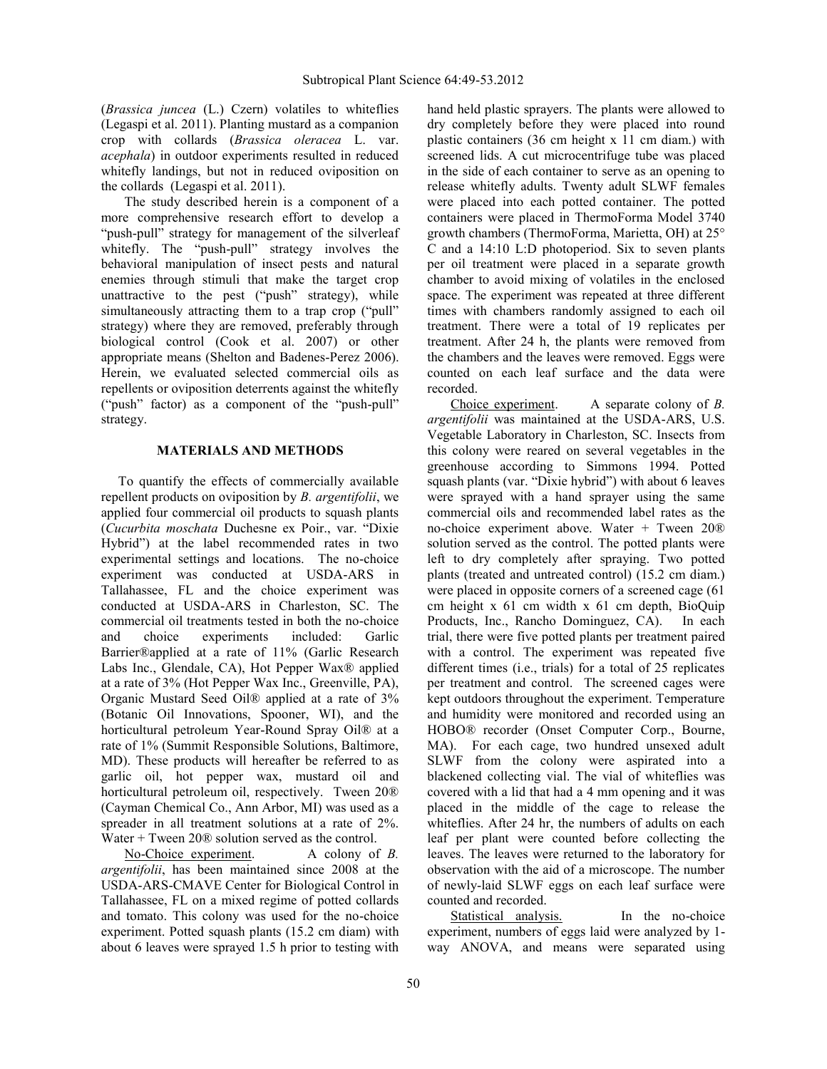(*Brassica juncea* (L.) Czern) volatiles to whiteflies (Legaspi et al. 2011). Planting mustard as a companion crop with collards (*Brassica oleracea* L. var. *acephala*) in outdoor experiments resulted in reduced whitefly landings, but not in reduced oviposition on the collards (Legaspi et al. 2011).

The study described herein is a component of a more comprehensive research effort to develop a "push-pull" strategy for management of the silverleaf whitefly. The "push-pull" strategy involves the behavioral manipulation of insect pests and natural enemies through stimuli that make the target crop unattractive to the pest ("push" strategy), while simultaneously attracting them to a trap crop ("pull" strategy) where they are removed, preferably through biological control (Cook et al. 2007) or other appropriate means (Shelton and Badenes-Perez 2006). Herein, we evaluated selected commercial oils as repellents or oviposition deterrents against the whitefly ("push" factor) as a component of the "push-pull" strategy.

## MATERIALS AND METHODS

To quantify the effects of commercially available repellent products on oviposition by *B. argentifolii*, we applied four commercial oil products to squash plants (*Cucurbita moschata* Duchesne ex Poir., var. "Dixie Hybrid") at the label recommended rates in two experimental settings and locations. The no-choice experiment was conducted at USDA-ARS in Tallahassee, FL and the choice experiment was conducted at USDA-ARS in Charleston, SC. The commercial oil treatments tested in both the no-choice and choice experiments included: Garlic Barrier®applied at a rate of 11% (Garlic Research Labs Inc., Glendale, CA), Hot Pepper Wax® applied at a rate of 3% (Hot Pepper Wax Inc., Greenville, PA), Organic Mustard Seed Oil® applied at a rate of 3% (Botanic Oil Innovations, Spooner, WI), and the horticultural petroleum Year-Round Spray Oil® at a rate of 1% (Summit Responsible Solutions, Baltimore, MD). These products will hereafter be referred to as garlic oil, hot pepper wax, mustard oil and horticultural petroleum oil, respectively. Tween 20® (Cayman Chemical Co., Ann Arbor, MI) was used as a spreader in all treatment solutions at a rate of 2%. Water + Tween 20® solution served as the control.

No-Choice experiment. A colony of *B. argentifolii*, has been maintained since 2008 at the USDA-ARS-CMAVE Center for Biological Control in Tallahassee, FL on a mixed regime of potted collards and tomato. This colony was used for the no-choice experiment. Potted squash plants (15.2 cm diam) with about 6 leaves were sprayed 1.5 h prior to testing with hand held plastic sprayers. The plants were allowed to dry completely before they were placed into round plastic containers (36 cm height x 11 cm diam.) with screened lids. A cut microcentrifuge tube was placed in the side of each container to serve as an opening to release whitefly adults. Twenty adult SLWF females were placed into each potted container. The potted containers were placed in ThermoForma Model 3740 growth chambers (ThermoForma, Marietta, OH) at 25° C and a 14:10 L:D photoperiod. Six to seven plants per oil treatment were placed in a separate growth chamber to avoid mixing of volatiles in the enclosed space. The experiment was repeated at three different times with chambers randomly assigned to each oil treatment. There were a total of 19 replicates per treatment. After 24 h, the plants were removed from the chambers and the leaves were removed. Eggs were counted on each leaf surface and the data were recorded.

Choice experiment. A separate colony of *B. argentifolii* was maintained at the USDA-ARS, U.S. Vegetable Laboratory in Charleston, SC. Insects from this colony were reared on several vegetables in the greenhouse according to Simmons 1994. Potted squash plants (var. "Dixie hybrid") with about 6 leaves were sprayed with a hand sprayer using the same commercial oils and recommended label rates as the no-choice experiment above. Water + Tween 20® solution served as the control. The potted plants were left to dry completely after spraying. Two potted plants (treated and untreated control) (15.2 cm diam.) were placed in opposite corners of a screened cage (61 cm height x 61 cm width x 61 cm depth, BioQuip Products, Inc., Rancho Dominguez, CA). In each trial, there were five potted plants per treatment paired with a control. The experiment was repeated five different times (i.e., trials) for a total of 25 replicates per treatment and control. The screened cages were kept outdoors throughout the experiment. Temperature and humidity were monitored and recorded using an HOBO® recorder (Onset Computer Corp., Bourne, MA). For each cage, two hundred unsexed adult SLWF from the colony were aspirated into a blackened collecting vial. The vial of whiteflies was covered with a lid that had a 4 mm opening and it was placed in the middle of the cage to release the whiteflies. After 24 hr, the numbers of adults on each leaf per plant were counted before collecting the leaves. The leaves were returned to the laboratory for observation with the aid of a microscope. The number of newly-laid SLWF eggs on each leaf surface were counted and recorded.

Statistical analysis. In the no-choice experiment, numbers of eggs laid were analyzed by 1-way ANOVA, and means were separated using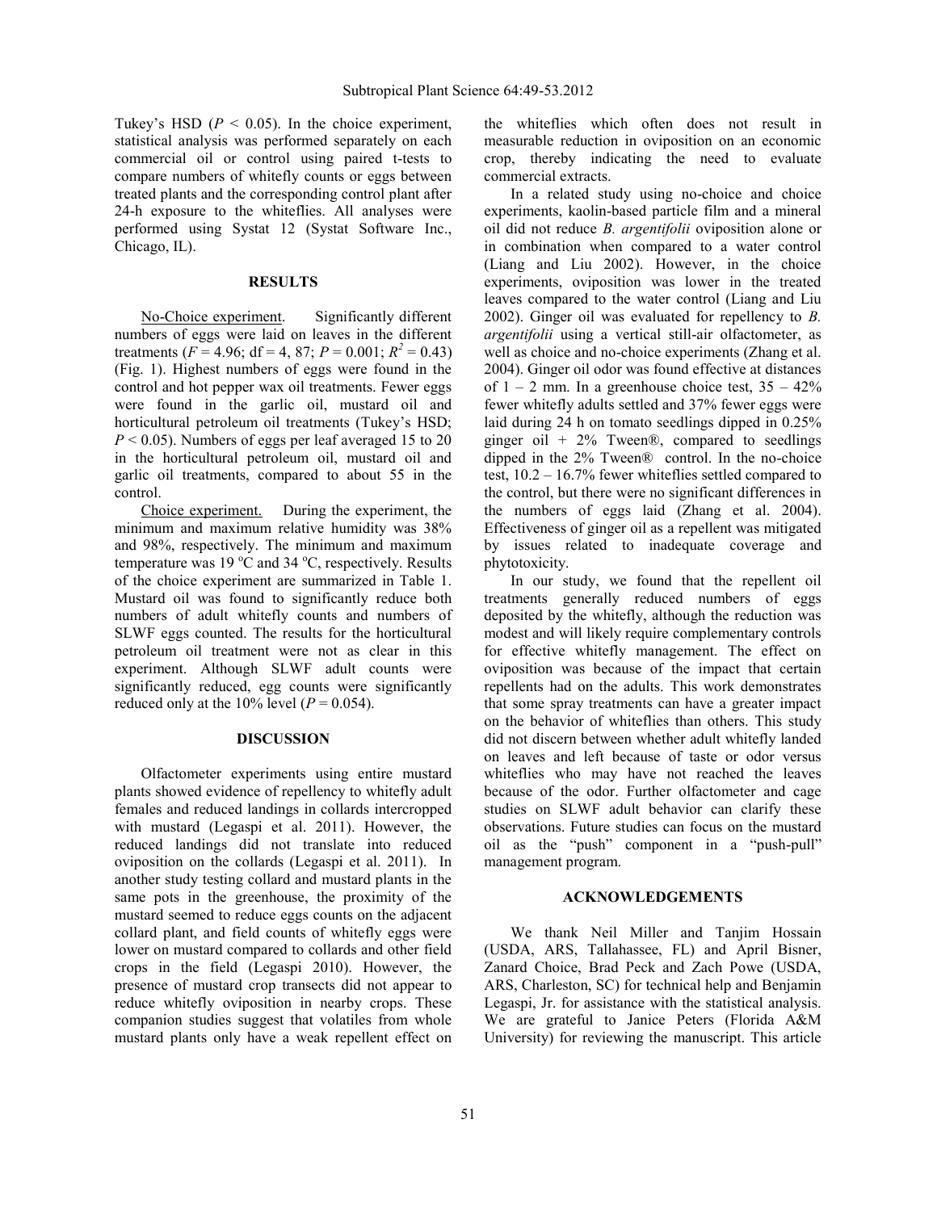Tukey's HSD ($P < 0.05$). In the choice experiment, statistical analysis was performed separately on each commercial oil or control using paired t-tests to compare numbers of whitefly counts or eggs between treated plants and the corresponding control plant after 24-h exposure to the whiteflies. All analyses were performed using Systat 12 (Systat Software Inc., Chicago, IL).

## RESULTS

No-Choice experiment. Significantly different numbers of eggs were laid on leaves in the different treatments ($F = 4.96$; df = 4, 87; $P = 0.001$; $R^2 = 0.43$) (Fig. 1). Highest numbers of eggs were found in the control and hot pepper wax oil treatments. Fewer eggs were found in the garlic oil, mustard oil and horticultural petroleum oil treatments (Tukey's HSD; $P < 0.05$). Numbers of eggs per leaf averaged 15 to 20 in the horticultural petroleum oil, mustard oil and garlic oil treatments, compared to about 55 in the control.

Choice experiment. During the experiment, the minimum and maximum relative humidity was 38% and 98%, respectively. The minimum and maximum temperature was 19 °C and 34 °C, respectively. Results of the choice experiment are summarized in Table 1. Mustard oil was found to significantly reduce both numbers of adult whitefly counts and numbers of SLWF eggs counted. The results for the horticultural petroleum oil treatment were not as clear in this experiment. Although SLWF adult counts were significantly reduced, egg counts were significantly reduced only at the 10% level ($P = 0.054$).

## DISCUSSION

Olfactometer experiments using entire mustard plants showed evidence of repellency to whitefly adult females and reduced landings in collards intercropped with mustard (Legaspi et al. 2011). However, the reduced landings did not translate into reduced oviposition on the collards (Legaspi et al. 2011). In another study testing collard and mustard plants in the same pots in the greenhouse, the proximity of the mustard seemed to reduce eggs counts on the adjacent collard plant, and field counts of whitefly eggs were lower on mustard compared to collards and other field crops in the field (Legaspi 2010). However, the presence of mustard crop transects did not appear to reduce whitefly oviposition in nearby crops. These companion studies suggest that volatiles from whole mustard plants only have a weak repellent effect on the whiteflies which often does not result in measurable reduction in oviposition on an economic crop, thereby indicating the need to evaluate commercial extracts.

In a related study using no-choice and choice experiments, kaolin-based particle film and a mineral oil did not reduce *B. argentifolii* oviposition alone or in combination when compared to a water control (Liang and Liu 2002). However, in the choice experiments, oviposition was lower in the treated leaves compared to the water control (Liang and Liu 2002). Ginger oil was evaluated for repellency to *B. argentifolii* using a vertical still-air olfactometer, as well as choice and no-choice experiments (Zhang et al. 2004). Ginger oil odor was found effective at distances of 1 – 2 mm. In a greenhouse choice test, 35 – 42% fewer whitefly adults settled and 37% fewer eggs were laid during 24 h on tomato seedlings dipped in 0.25% ginger oil + 2% Tween®, compared to seedlings dipped in the 2% Tween® control. In the no-choice test, 10.2 – 16.7% fewer whiteflies settled compared to the control, but there were no significant differences in the numbers of eggs laid (Zhang et al. 2004). Effectiveness of ginger oil as a repellent was mitigated by issues related to inadequate coverage and phytotoxicity.

In our study, we found that the repellent oil treatments generally reduced numbers of eggs deposited by the whitefly, although the reduction was modest and will likely require complementary controls for effective whitefly management. The effect on oviposition was because of the impact that certain repellents had on the adults. This work demonstrates that some spray treatments can have a greater impact on the behavior of whiteflies than others. This study did not discern between whether adult whitefly landed on leaves and left because of taste or odor versus whiteflies who may have not reached the leaves because of the odor. Further olfactometer and cage studies on SLWF adult behavior can clarify these observations. Future studies can focus on the mustard oil as the "push" component in a "push-pull" management program.

## ACKNOWLEDGEMENTS

We thank Neil Miller and Tanjim Hossain (USDA, ARS, Tallahassee, FL) and April Bisner, Zanard Choice, Brad Peck and Zach Powe (USDA, ARS, Charleston, SC) for technical help and Benjamin Legaspi, Jr. for assistance with the statistical analysis. We are grateful to Janice Peters (Florida A&M University) for reviewing the manuscript. This article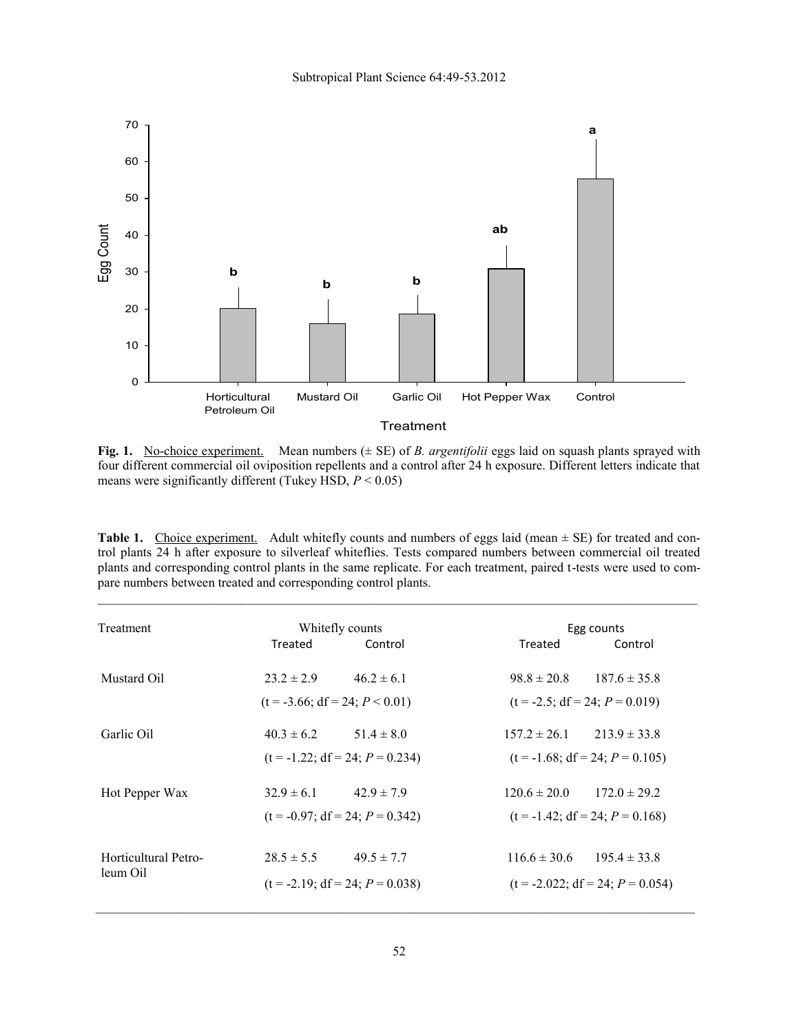**Fig. 1.** No-choice experiment. Mean numbers (± SE) of *B. argentifolii* eggs laid on squash plants sprayed with four different commercial oil oviposition repellents and a control after 24 h exposure. Different letters indicate that means were significantly different (Tukey HSD, $P < 0.05$)

**Table 1.** Choice experiment. Adult whitefly counts and numbers of eggs laid (mean ± SE) for treated and control plants 24 h after exposure to silverleaf whiteflies. Tests compared numbers between commercial oil treated plants and corresponding control plants in the same replicate. For each treatment, paired t-tests were used to compare numbers between treated and corresponding control plants.

| Treatment | Whitefly counts | | Egg counts | |
|---|---|---|---|---|
| | Treated | Control | Treated | Control |
| Mustard Oil | 23.2 ± 2.9 | 46.2 ± 6.1 | 98.8 ± 20.8 | 187.6 ± 35.8 |
| | (t = -3.66; df = 24; $P < 0.01$) | | (t = -2.5; df = 24; $P = 0.019$) | |
| Garlic Oil | 40.3 ± 6.2 | 51.4 ± 8.0 | 157.2 ± 26.1 | 213.9 ± 33.8 |
| | (t = -1.22; df = 24; $P = 0.234$) | | (t = -1.68; df = 24; $P = 0.105$) | |
| Hot Pepper Wax | 32.9 ± 6.1 | 42.9 ± 7.9 | 120.6 ± 20.0 | 172.0 ± 29.2 |
| | (t = -0.97; df = 24; $P = 0.342$) | | (t = -1.42; df = 24; $P = 0.168$) | |
| Horticultural Petroleum Oil | 28.5 ± 5.5 | 49.5 ± 7.7 | 116.6 ± 30.6 | 195.4 ± 33.8 |
| | (t = -2.19; df = 24; $P = 0.038$) | | (t = -2.022; df = 24; $P = 0.054$) | |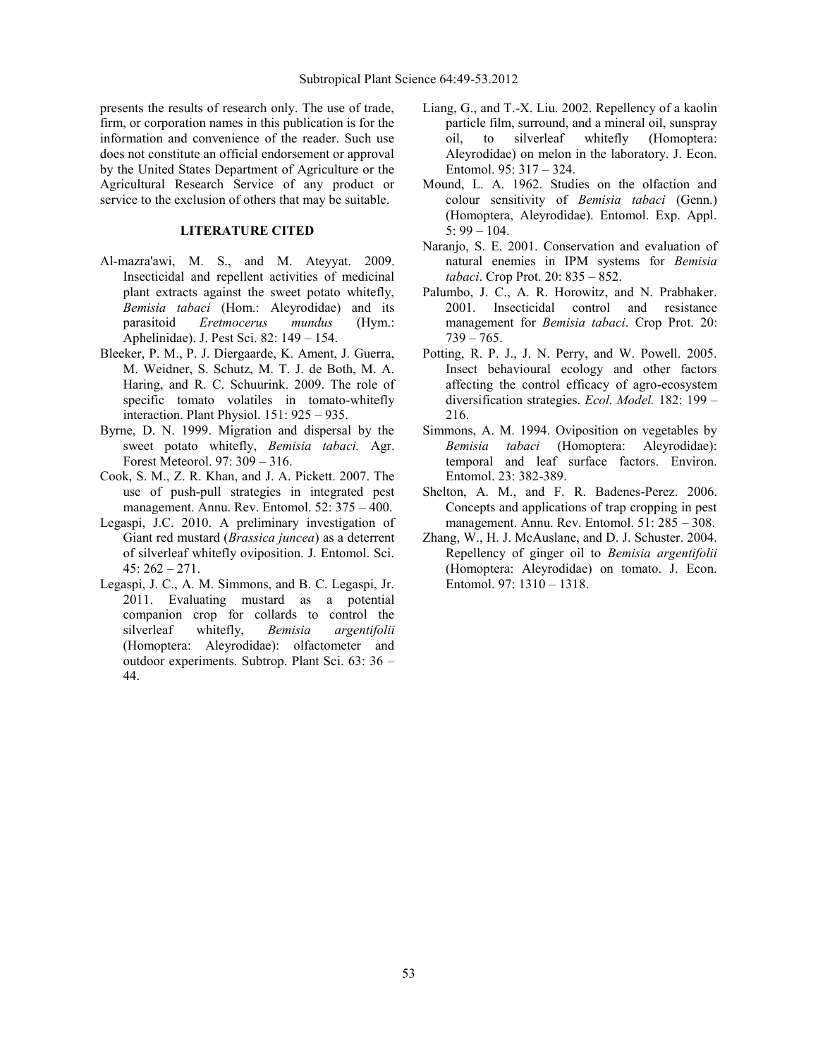presents the results of research only. The use of trade, firm, or corporation names in this publication is for the information and convenience of the reader. Such use does not constitute an official endorsement or approval by the United States Department of Agriculture or the Agricultural Research Service of any product or service to the exclusion of others that may be suitable.

## LITERATURE CITED

Al-mazra'awi, M. S., and M. Ateyyat. 2009. Insecticidal and repellent activities of medicinal plant extracts against the sweet potato whitefly, *Bemisia tabaci* (Hom.: Aleyrodidae) and its parasitoid *Eretmocerus mundus* (Hym.: Aphelinidae). J. Pest Sci. 82: 149 – 154.

Bleeker, P. M., P. J. Diergaarde, K. Ament, J. Guerra, M. Weidner, S. Schutz, M. T. J. de Both, M. A. Haring, and R. C. Schuurink. 2009. The role of specific tomato volatiles in tomato-whitefly interaction. Plant Physiol. 151: 925 – 935.

Byrne, D. N. 1999. Migration and dispersal by the sweet potato whitefly, *Bemisia tabaci.* Agr. Forest Meteorol. 97: 309 – 316.

Cook, S. M., Z. R. Khan, and J. A. Pickett. 2007. The use of push-pull strategies in integrated pest management. Annu. Rev. Entomol. 52: 375 – 400.

Legaspi, J.C. 2010. A preliminary investigation of Giant red mustard (*Brassica juncea*) as a deterrent of silverleaf whitefly oviposition. J. Entomol. Sci. 45: 262 – 271.

Legaspi, J. C., A. M. Simmons, and B. C. Legaspi, Jr. 2011. Evaluating mustard as a potential companion crop for collards to control the silverleaf whitefly, *Bemisia argentifolii* (Homoptera: Aleyrodidae): olfactometer and outdoor experiments. Subtrop. Plant Sci. 63: 36 – 44.

Liang, G., and T.-X. Liu. 2002. Repellency of a kaolin particle film, surround, and a mineral oil, sunspray oil, to silverleaf whitefly (Homoptera: Aleyrodidae) on melon in the laboratory. J. Econ. Entomol. 95: 317 – 324.

Mound, L. A. 1962. Studies on the olfaction and colour sensitivity of *Bemisia tabaci* (Genn.) (Homoptera, Aleyrodidae). Entomol. Exp. Appl. 5: 99 – 104.

Naranjo, S. E. 2001. Conservation and evaluation of natural enemies in IPM systems for *Bemisia tabaci*. Crop Prot. 20: 835 – 852.

Palumbo, J. C., A. R. Horowitz, and N. Prabhaker. 2001. Insecticidal control and resistance management for *Bemisia tabaci*. Crop Prot. 20: 739 – 765.

Potting, R. P. J., J. N. Perry, and W. Powell. 2005. Insect behavioural ecology and other factors affecting the control efficacy of agro-ecosystem diversification strategies. *Ecol. Model.* 182: 199 – 216.

Simmons, A. M. 1994. Oviposition on vegetables by *Bemisia tabaci* (Homoptera: Aleyrodidae): temporal and leaf surface factors. Environ. Entomol. 23: 382-389.

Shelton, A. M., and F. R. Badenes-Perez. 2006. Concepts and applications of trap cropping in pest management. Annu. Rev. Entomol. 51: 285 – 308.

Zhang, W., H. J. McAuslane, and D. J. Schuster. 2004. Repellency of ginger oil to *Bemisia argentifolii* (Homoptera: Aleyrodidae) on tomato. J. Econ. Entomol. 97: 1310 – 1318.